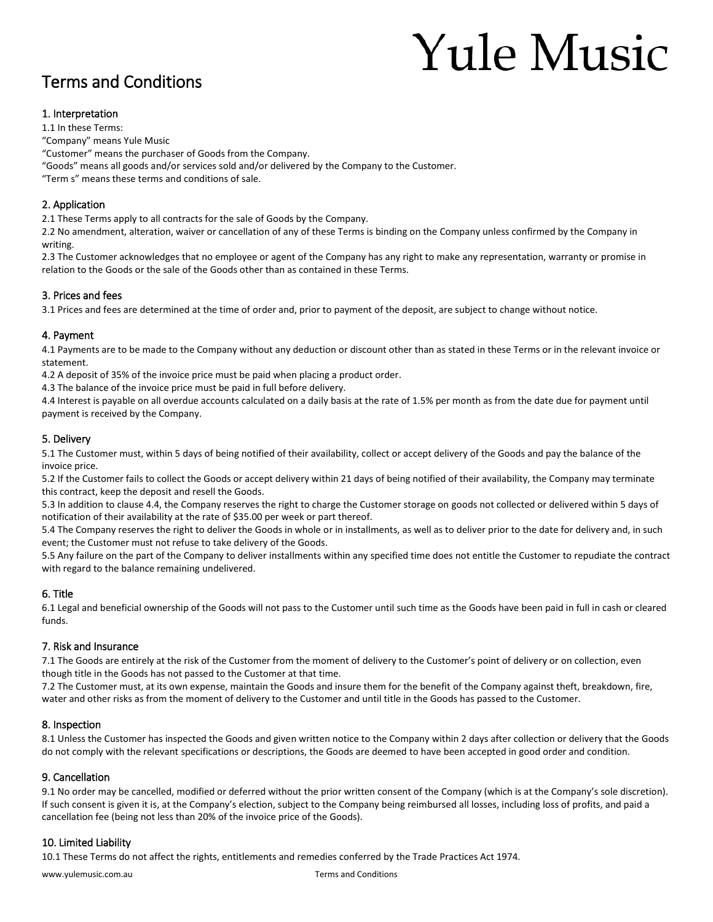# Yule Music

## Terms and Conditions

### 1. Interpretation

1.1 In these Terms:

"Company" means Yule Music

"Customer" means the purchaser of Goods from the Company.

"Goods" means all goods and/or services sold and/or delivered by the Company to the Customer.

"Term s" means these terms and conditions of sale.

### 2. Application

2.1 These Terms apply to all contracts for the sale of Goods by the Company.

2.2 No amendment, alteration, waiver or cancellation of any of these Terms is binding on the Company unless confirmed by the Company in writing.

2.3 The Customer acknowledges that no employee or agent of the Company has any right to make any representation, warranty or promise in relation to the Goods or the sale of the Goods other than as contained in these Terms.

### 3. Prices and fees

3.1 Prices and fees are determined at the time of order and, prior to payment of the deposit, are subject to change without notice.

### 4. Payment

4.1 Payments are to be made to the Company without any deduction or discount other than as stated in these Terms or in the relevant invoice or statement.

4.2 A deposit of 35% of the invoice price must be paid when placing a product order.

4.3 The balance of the invoice price must be paid in full before delivery.

4.4 Interest is payable on all overdue accounts calculated on a daily basis at the rate of 1.5% per month as from the date due for payment until payment is received by the Company.

### 5. Delivery

5.1 The Customer must, within 5 days of being notified of their availability, collect or accept delivery of the Goods and pay the balance of the invoice price.

5.2 If the Customer fails to collect the Goods or accept delivery within 21 days of being notified of their availability, the Company may terminate this contract, keep the deposit and resell the Goods.

5.3 In addition to clause 4.4, the Company reserves the right to charge the Customer storage on goods not collected or delivered within 5 days of notification of their availability at the rate of $35.00 per week or part thereof.

5.4 The Company reserves the right to deliver the Goods in whole or in installments, as well as to deliver prior to the date for delivery and, in such event; the Customer must not refuse to take delivery of the Goods.

5.5 Any failure on the part of the Company to deliver installments within any specified time does not entitle the Customer to repudiate the contract with regard to the balance remaining undelivered.

### 6. Title

6.1 Legal and beneficial ownership of the Goods will not pass to the Customer until such time as the Goods have been paid in full in cash or cleared funds.

### 7. Risk and Insurance

7.1 The Goods are entirely at the risk of the Customer from the moment of delivery to the Customer's point of delivery or on collection, even though title in the Goods has not passed to the Customer at that time.

7.2 The Customer must, at its own expense, maintain the Goods and insure them for the benefit of the Company against theft, breakdown, fire, water and other risks as from the moment of delivery to the Customer and until title in the Goods has passed to the Customer.

### 8. Inspection

8.1 Unless the Customer has inspected the Goods and given written notice to the Company within 2 days after collection or delivery that the Goods do not comply with the relevant specifications or descriptions, the Goods are deemed to have been accepted in good order and condition.

### 9. Cancellation

9.1 No order may be cancelled, modified or deferred without the prior written consent of the Company (which is at the Company's sole discretion). If such consent is given it is, at the Company's election, subject to the Company being reimbursed all losses, including loss of profits, and paid a cancellation fee (being not less than 20% of the invoice price of the Goods).

### 10. Limited Liability

10.1 These Terms do not affect the rights, entitlements and remedies conferred by the Trade Practices Act 1974.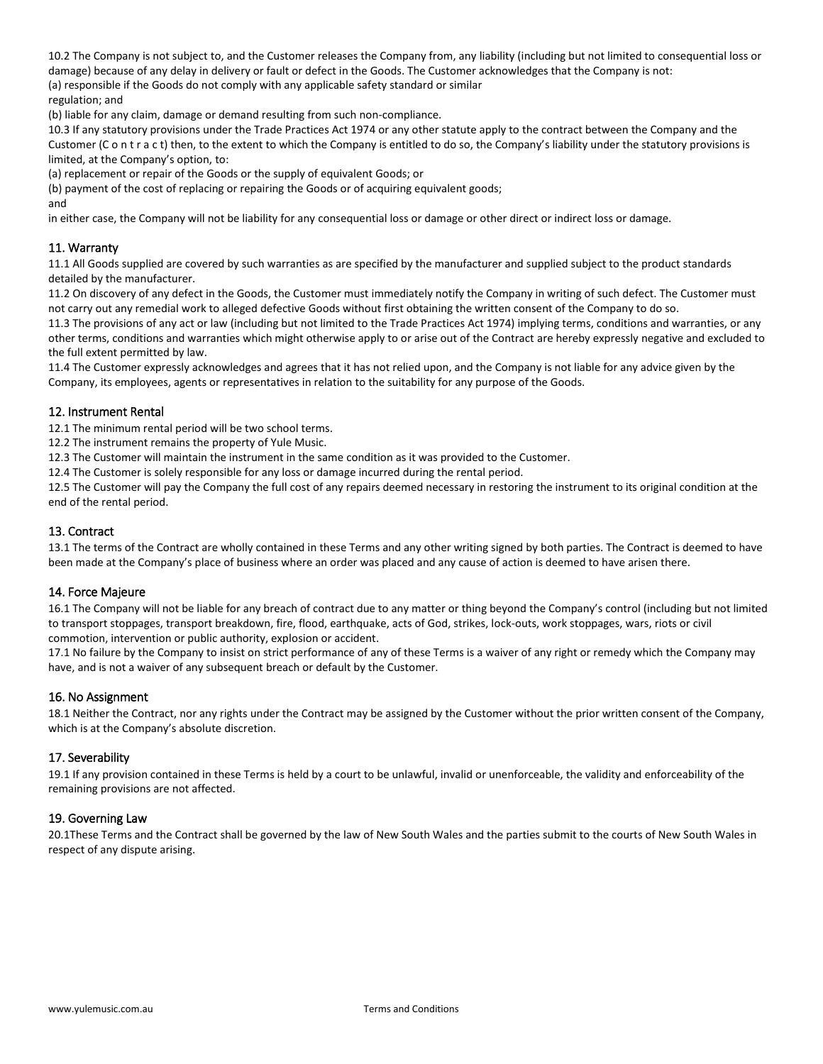10.2 The Company is not subject to, and the Customer releases the Company from, any liability (including but not limited to consequential loss or damage) because of any delay in delivery or fault or defect in the Goods. The Customer acknowledges that the Company is not:

(a) responsible if the Goods do not comply with any applicable safety standard or similar regulation; and

(b) liable for any claim, damage or demand resulting from such non-compliance.

10.3 If any statutory provisions under the Trade Practices Act 1974 or any other statute apply to the contract between the Company and the Customer (C o n t r a c t) then, to the extent to which the Company is entitled to do so, the Company's liability under the statutory provisions is limited, at the Company's option, to:

(a) replacement or repair of the Goods or the supply of equivalent Goods; or

(b) payment of the cost of replacing or repairing the Goods or of acquiring equivalent goods;

and

in either case, the Company will not be liability for any consequential loss or damage or other direct or indirect loss or damage.

## 11. Warranty

11.1 All Goods supplied are covered by such warranties as are specified by the manufacturer and supplied subject to the product standards detailed by the manufacturer.

11.2 On discovery of any defect in the Goods, the Customer must immediately notify the Company in writing of such defect. The Customer must not carry out any remedial work to alleged defective Goods without first obtaining the written consent of the Company to do so.

11.3 The provisions of any act or law (including but not limited to the Trade Practices Act 1974) implying terms, conditions and warranties, or any other terms, conditions and warranties which might otherwise apply to or arise out of the Contract are hereby expressly negative and excluded to the full extent permitted by law.

11.4 The Customer expressly acknowledges and agrees that it has not relied upon, and the Company is not liable for any advice given by the Company, its employees, agents or representatives in relation to the suitability for any purpose of the Goods.

## 12. Instrument Rental

12.1 The minimum rental period will be two school terms.

12.2 The instrument remains the property of Yule Music.

12.3 The Customer will maintain the instrument in the same condition as it was provided to the Customer.

12.4 The Customer is solely responsible for any loss or damage incurred during the rental period.

12.5 The Customer will pay the Company the full cost of any repairs deemed necessary in restoring the instrument to its original condition at the end of the rental period.

## 13. Contract

13.1 The terms of the Contract are wholly contained in these Terms and any other writing signed by both parties. The Contract is deemed to have been made at the Company's place of business where an order was placed and any cause of action is deemed to have arisen there.

## 14. Force Majeure

16.1 The Company will not be liable for any breach of contract due to any matter or thing beyond the Company's control (including but not limited to transport stoppages, transport breakdown, fire, flood, earthquake, acts of God, strikes, lock-outs, work stoppages, wars, riots or civil commotion, intervention or public authority, explosion or accident.

17.1 No failure by the Company to insist on strict performance of any of these Terms is a waiver of any right or remedy which the Company may have, and is not a waiver of any subsequent breach or default by the Customer.

## 16. No Assignment

18.1 Neither the Contract, nor any rights under the Contract may be assigned by the Customer without the prior written consent of the Company, which is at the Company's absolute discretion.

## 17. Severability

19.1 If any provision contained in these Terms is held by a court to be unlawful, invalid or unenforceable, the validity and enforceability of the remaining provisions are not affected.

## 19. Governing Law

20.1These Terms and the Contract shall be governed by the law of New South Wales and the parties submit to the courts of New South Wales in respect of any dispute arising.